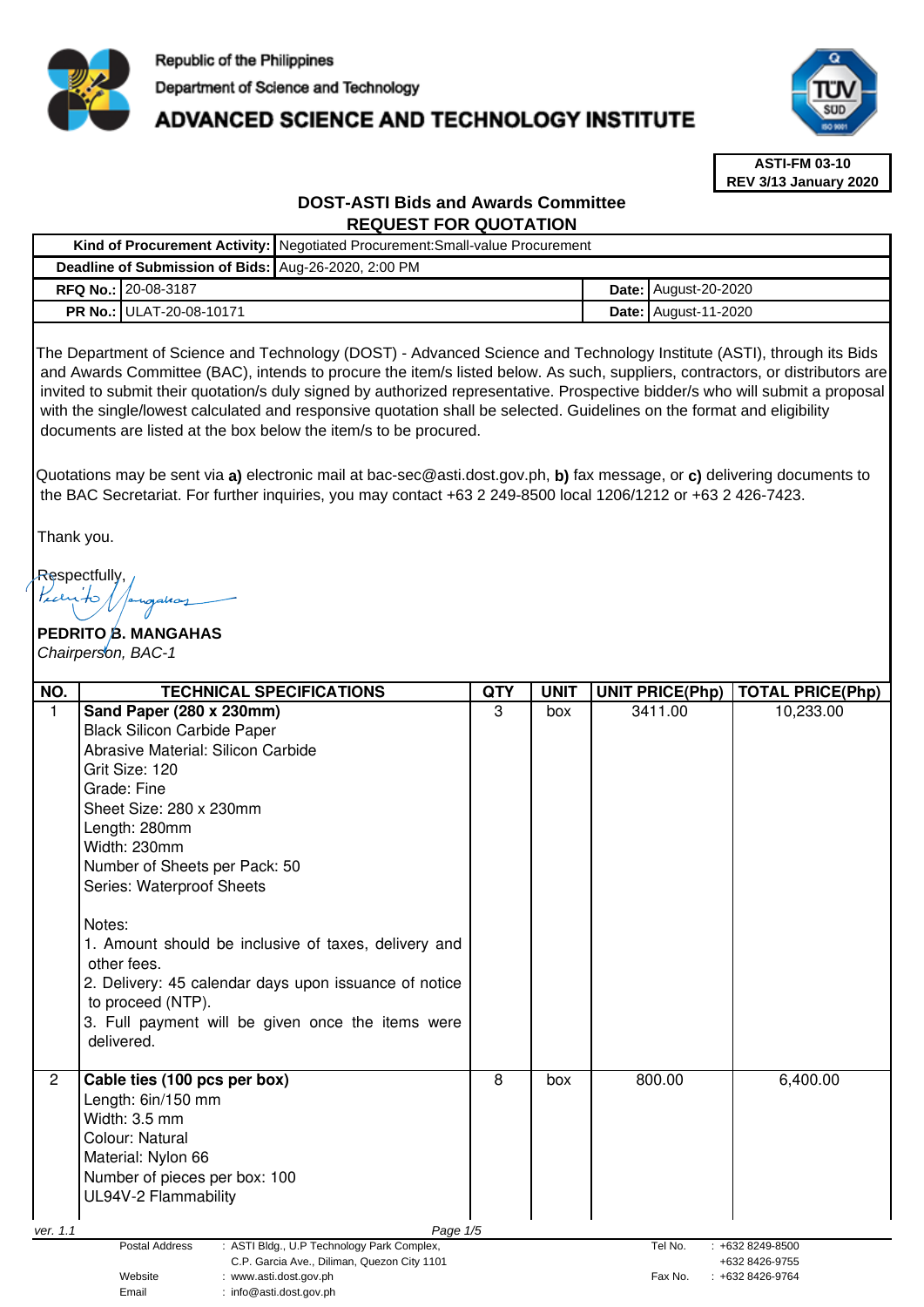Republic of the Philippines
Department of Science and Technology
# ADVANCED SCIENCE AND TECHNOLOGY INSTITUTE

**ASTI-FM 03-10**
**REV 3/13 January 2020**

## DOST-ASTI Bids and Awards Committee
## REQUEST FOR QUOTATION

| | | | |
|---|---|---|---|
| **Kind of Procurement Activity:** | Negotiated Procurement:Small-value Procurement | | |
| **Deadline of Submission of Bids:** | Aug-26-2020, 2:00 PM | | |
| **RFQ No.:** | 20-08-3187 | **Date:** | August-20-2020 |
| **PR No.:** | ULAT-20-08-10171 | **Date:** | August-11-2020 |

The Department of Science and Technology (DOST) - Advanced Science and Technology Institute (ASTI), through its Bids and Awards Committee (BAC), intends to procure the item/s listed below. As such, suppliers, contractors, or distributors are invited to submit their quotation/s duly signed by authorized representative. Prospective bidder/s who will submit a proposal with the single/lowest calculated and responsive quotation shall be selected. Guidelines on the format and eligibility documents are listed at the box below the item/s to be procured.

Quotations may be sent via **a)** electronic mail at bac-sec@asti.dost.gov.ph, **b)** fax message, or **c)** delivering documents to the BAC Secretariat. For further inquiries, you may contact +63 2 249-8500 local 1206/1212 or +63 2 426-7423.

Thank you.

Respectfully,

**PEDRITO B. MANGAHAS**
*Chairperson, BAC-1*

| NO. | TECHNICAL SPECIFICATIONS | QTY | UNIT | UNIT PRICE(Php) | TOTAL PRICE(Php) |
|---|---|---|---|---|---|
| 1 | **Sand Paper (280 x 230mm)**<br>Black Silicon Carbide Paper<br>Abrasive Material: Silicon Carbide<br>Grit Size: 120<br>Grade: Fine<br>Sheet Size: 280 x 230mm<br>Length: 280mm<br>Width: 230mm<br>Number of Sheets per Pack: 50<br>Series: Waterproof Sheets<br><br>Notes:<br>1. Amount should be inclusive of taxes, delivery and other fees.<br>2. Delivery: 45 calendar days upon issuance of notice to proceed (NTP).<br>3. Full payment will be given once the items were delivered. | 3 | box | 3411.00 | 10,233.00 |
| 2 | **Cable ties (100 pcs per box)**<br>Length: 6in/150 mm<br>Width: 3.5 mm<br>Colour: Natural<br>Material: Nylon 66<br>Number of pieces per box: 100<br>UL94V-2 Flammability | 8 | box | 800.00 | 6,400.00 |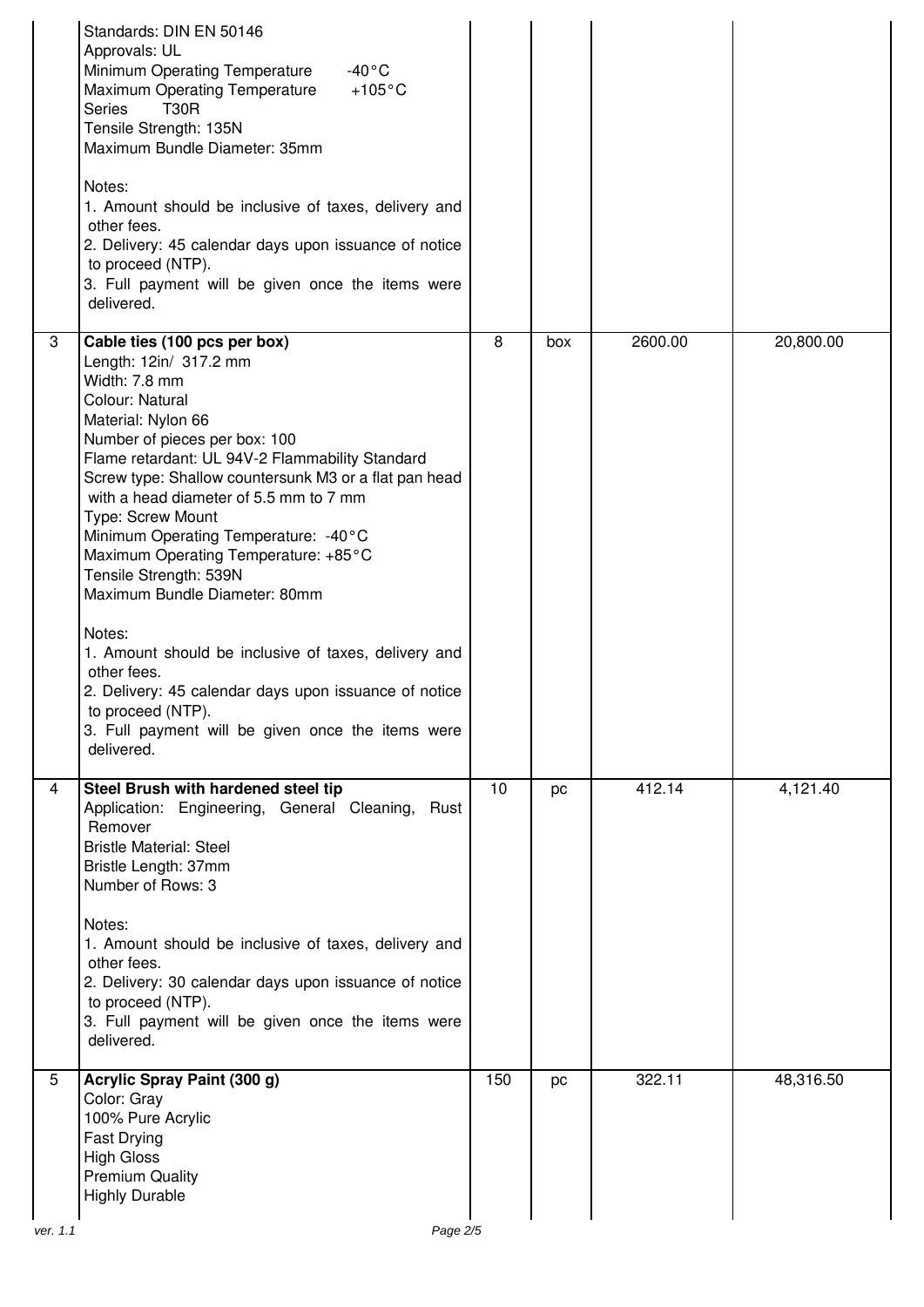| | | | | | |
|---|---|---|---|---|---|
| | Standards: DIN EN 50146<br>Approvals: UL<br>Minimum Operating Temperature -40°C<br>Maximum Operating Temperature +105°C<br>Series T30R<br>Tensile Strength: 135N<br>Maximum Bundle Diameter: 35mm<br><br>Notes:<br>1. Amount should be inclusive of taxes, delivery and other fees.<br>2. Delivery: 45 calendar days upon issuance of notice to proceed (NTP).<br>3. Full payment will be given once the items were delivered. | | | | |
| 3 | **Cable ties (100 pcs per box)**<br>Length: 12in/ 317.2 mm<br>Width: 7.8 mm<br>Colour: Natural<br>Material: Nylon 66<br>Number of pieces per box: 100<br>Flame retardant: UL 94V-2 Flammability Standard<br>Screw type: Shallow countersunk M3 or a flat pan head with a head diameter of 5.5 mm to 7 mm<br>Type: Screw Mount<br>Minimum Operating Temperature: -40°C<br>Maximum Operating Temperature: +85°C<br>Tensile Strength: 539N<br>Maximum Bundle Diameter: 80mm<br><br>Notes:<br>1. Amount should be inclusive of taxes, delivery and other fees.<br>2. Delivery: 45 calendar days upon issuance of notice to proceed (NTP).<br>3. Full payment will be given once the items were delivered. | 8 | box | 2600.00 | 20,800.00 |
| 4 | **Steel Brush with hardened steel tip**<br>Application: Engineering, General Cleaning, Rust Remover<br>Bristle Material: Steel<br>Bristle Length: 37mm<br>Number of Rows: 3<br><br>Notes:<br>1. Amount should be inclusive of taxes, delivery and other fees.<br>2. Delivery: 30 calendar days upon issuance of notice to proceed (NTP).<br>3. Full payment will be given once the items were delivered. | 10 | pc | 412.14 | 4,121.40 |
| 5 | **Acrylic Spray Paint (300 g)**<br>Color: Gray<br>100% Pure Acrylic<br>Fast Drying<br>High Gloss<br>Premium Quality<br>Highly Durable | 150 | pc | 322.11 | 48,316.50 |

ver. 1.1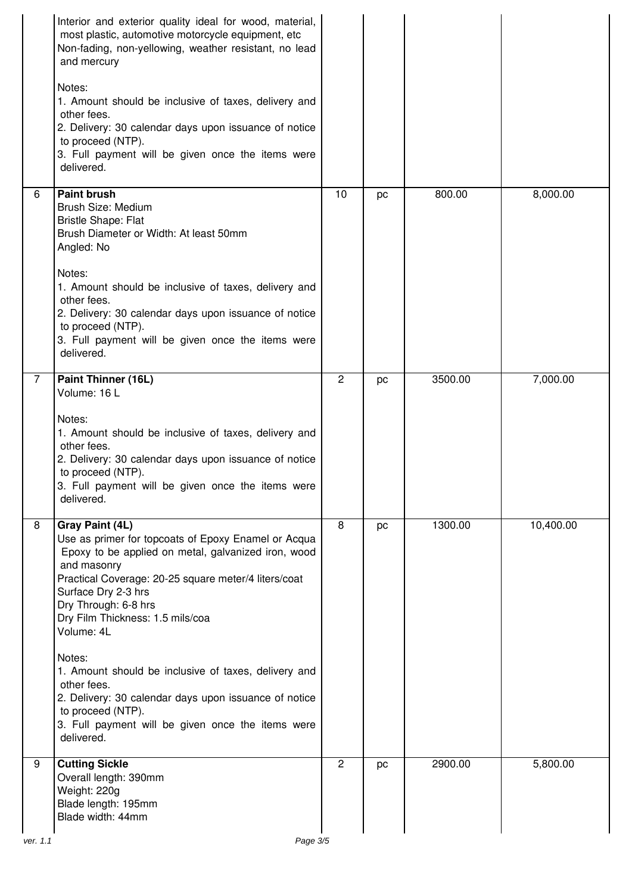| | | | | | |
|---|---|---|---|---|---|
| | Interior and exterior quality ideal for wood, material, most plastic, automotive motorcycle equipment, etc<br>Non-fading, non-yellowing, weather resistant, no lead and mercury<br><br>Notes:<br>1. Amount should be inclusive of taxes, delivery and other fees.<br>2. Delivery: 30 calendar days upon issuance of notice to proceed (NTP).<br>3. Full payment will be given once the items were delivered. | | | | |
| 6 | **Paint brush**<br>Brush Size: Medium<br>Bristle Shape: Flat<br>Brush Diameter or Width: At least 50mm<br>Angled: No<br><br>Notes:<br>1. Amount should be inclusive of taxes, delivery and other fees.<br>2. Delivery: 30 calendar days upon issuance of notice to proceed (NTP).<br>3. Full payment will be given once the items were delivered. | 10 | pc | 800.00 | 8,000.00 |
| 7 | **Paint Thinner (16L)**<br>Volume: 16 L<br><br>Notes:<br>1. Amount should be inclusive of taxes, delivery and other fees.<br>2. Delivery: 30 calendar days upon issuance of notice to proceed (NTP).<br>3. Full payment will be given once the items were delivered. | 2 | pc | 3500.00 | 7,000.00 |
| 8 | **Gray Paint (4L)**<br>Use as primer for topcoats of Epoxy Enamel or Acqua Epoxy to be applied on metal, galvanized iron, wood and masonry<br>Practical Coverage: 20-25 square meter/4 liters/coat<br>Surface Dry 2-3 hrs<br>Dry Through: 6-8 hrs<br>Dry Film Thickness: 1.5 mils/coa<br>Volume: 4L<br><br>Notes:<br>1. Amount should be inclusive of taxes, delivery and other fees.<br>2. Delivery: 30 calendar days upon issuance of notice to proceed (NTP).<br>3. Full payment will be given once the items were delivered. | 8 | pc | 1300.00 | 10,400.00 |
| 9 | **Cutting Sickle**<br>Overall length: 390mm<br>Weight: 220g<br>Blade length: 195mm<br>Blade width: 44mm | 2 | pc | 2900.00 | 5,800.00 |

ver. 1.1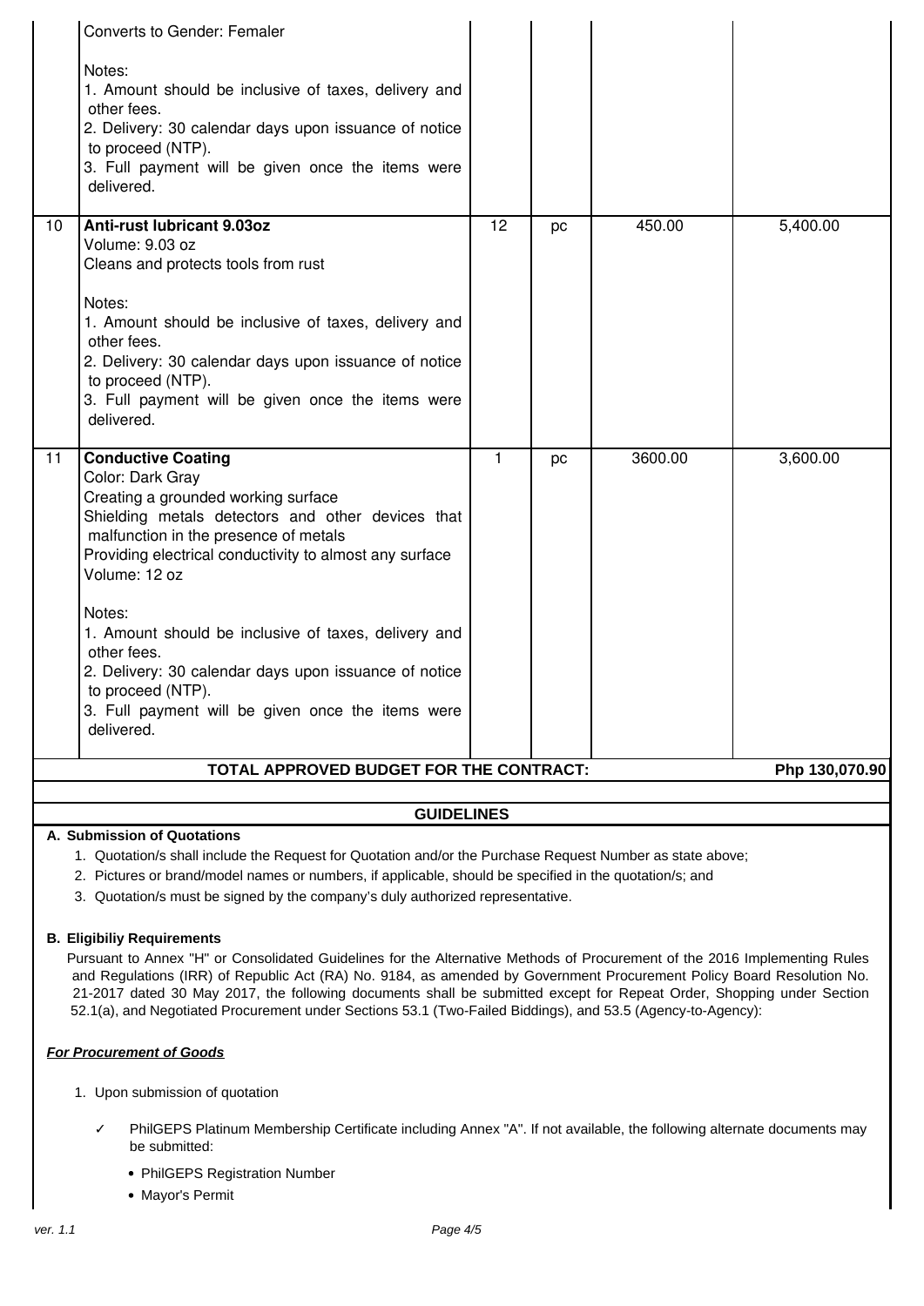| | | | | | |
|---|---|---|---|---|---|
| | Converts to Gender: Femaler<br><br>Notes:<br>1. Amount should be inclusive of taxes, delivery and other fees.<br>2. Delivery: 30 calendar days upon issuance of notice to proceed (NTP).<br>3. Full payment will be given once the items were delivered. | | | | |
| 10 | **Anti-rust lubricant 9.03oz**<br>Volume: 9.03 oz<br>Cleans and protects tools from rust<br><br>Notes:<br>1. Amount should be inclusive of taxes, delivery and other fees.<br>2. Delivery: 30 calendar days upon issuance of notice to proceed (NTP).<br>3. Full payment will be given once the items were delivered. | 12 | pc | 450.00 | 5,400.00 |
| 11 | **Conductive Coating**<br>Color: Dark Gray<br>Creating a grounded working surface<br>Shielding metals detectors and other devices that malfunction in the presence of metals<br>Providing electrical conductivity to almost any surface<br>Volume: 12 oz<br><br>Notes:<br>1. Amount should be inclusive of taxes, delivery and other fees.<br>2. Delivery: 30 calendar days upon issuance of notice to proceed (NTP).<br>3. Full payment will be given once the items were delivered. | 1 | pc | 3600.00 | 3,600.00 |
| | **TOTAL APPROVED BUDGET FOR THE CONTRACT:** | | | | **Php 130,070.90** |

## GUIDELINES

**A. Submission of Quotations**

1. Quotation/s shall include the Request for Quotation and/or the Purchase Request Number as state above;
2. Pictures or brand/model names or numbers, if applicable, should be specified in the quotation/s; and
3. Quotation/s must be signed by the company's duly authorized representative.

**B. Eligibiliy Requirements**

Pursuant to Annex "H" or Consolidated Guidelines for the Alternative Methods of Procurement of the 2016 Implementing Rules and Regulations (IRR) of Republic Act (RA) No. 9184, as amended by Government Procurement Policy Board Resolution No. 21-2017 dated 30 May 2017, the following documents shall be submitted except for Repeat Order, Shopping under Section 52.1(a), and Negotiated Procurement under Sections 53.1 (Two-Failed Biddings), and 53.5 (Agency-to-Agency):

***For Procurement of Goods***

1. Upon submission of quotation

   ✓ PhilGEPS Platinum Membership Certificate including Annex "A". If not available, the following alternate documents may be submitted:

   - PhilGEPS Registration Number
   - Mayor's Permit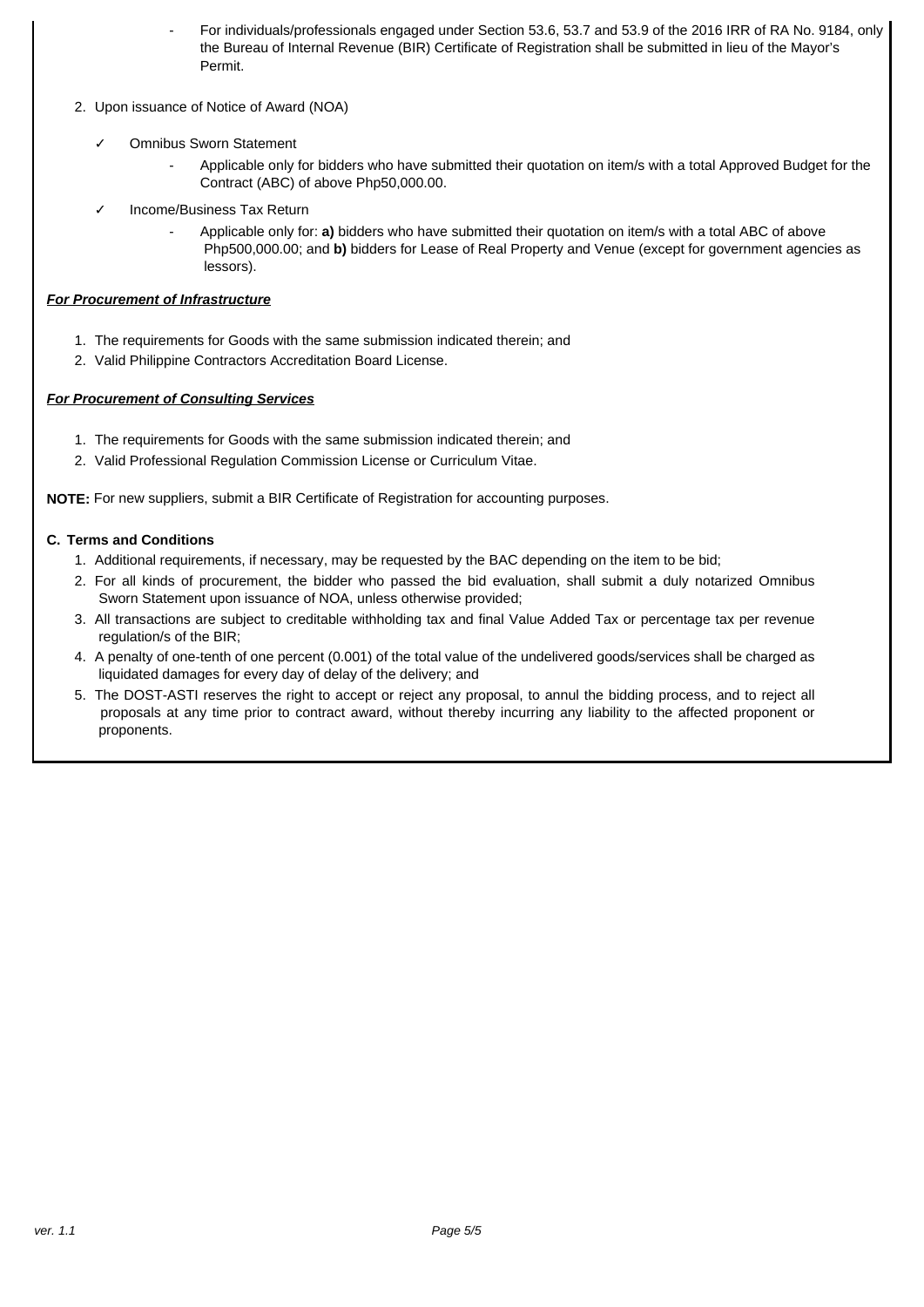- For individuals/professionals engaged under Section 53.6, 53.7 and 53.9 of the 2016 IRR of RA No. 9184, only the Bureau of Internal Revenue (BIR) Certificate of Registration shall be submitted in lieu of the Mayor's Permit.

2. Upon issuance of Notice of Award (NOA)

   ✓ Omnibus Sworn Statement

   - Applicable only for bidders who have submitted their quotation on item/s with a total Approved Budget for the Contract (ABC) of above Php50,000.00.

   ✓ Income/Business Tax Return

   - Applicable only for: **a)** bidders who have submitted their quotation on item/s with a total ABC of above Php500,000.00; and **b)** bidders for Lease of Real Property and Venue (except for government agencies as lessors).

***For Procurement of Infrastructure***

1. The requirements for Goods with the same submission indicated therein; and
2. Valid Philippine Contractors Accreditation Board License.

***For Procurement of Consulting Services***

1. The requirements for Goods with the same submission indicated therein; and
2. Valid Professional Regulation Commission License or Curriculum Vitae.

**NOTE:** For new suppliers, submit a BIR Certificate of Registration for accounting purposes.

**C. Terms and Conditions**

1. Additional requirements, if necessary, may be requested by the BAC depending on the item to be bid;
2. For all kinds of procurement, the bidder who passed the bid evaluation, shall submit a duly notarized Omnibus Sworn Statement upon issuance of NOA, unless otherwise provided;
3. All transactions are subject to creditable withholding tax and final Value Added Tax or percentage tax per revenue regulation/s of the BIR;
4. A penalty of one-tenth of one percent (0.001) of the total value of the undelivered goods/services shall be charged as liquidated damages for every day of delay of the delivery; and
5. The DOST-ASTI reserves the right to accept or reject any proposal, to annul the bidding process, and to reject all proposals at any time prior to contract award, without thereby incurring any liability to the affected proponent or proponents.